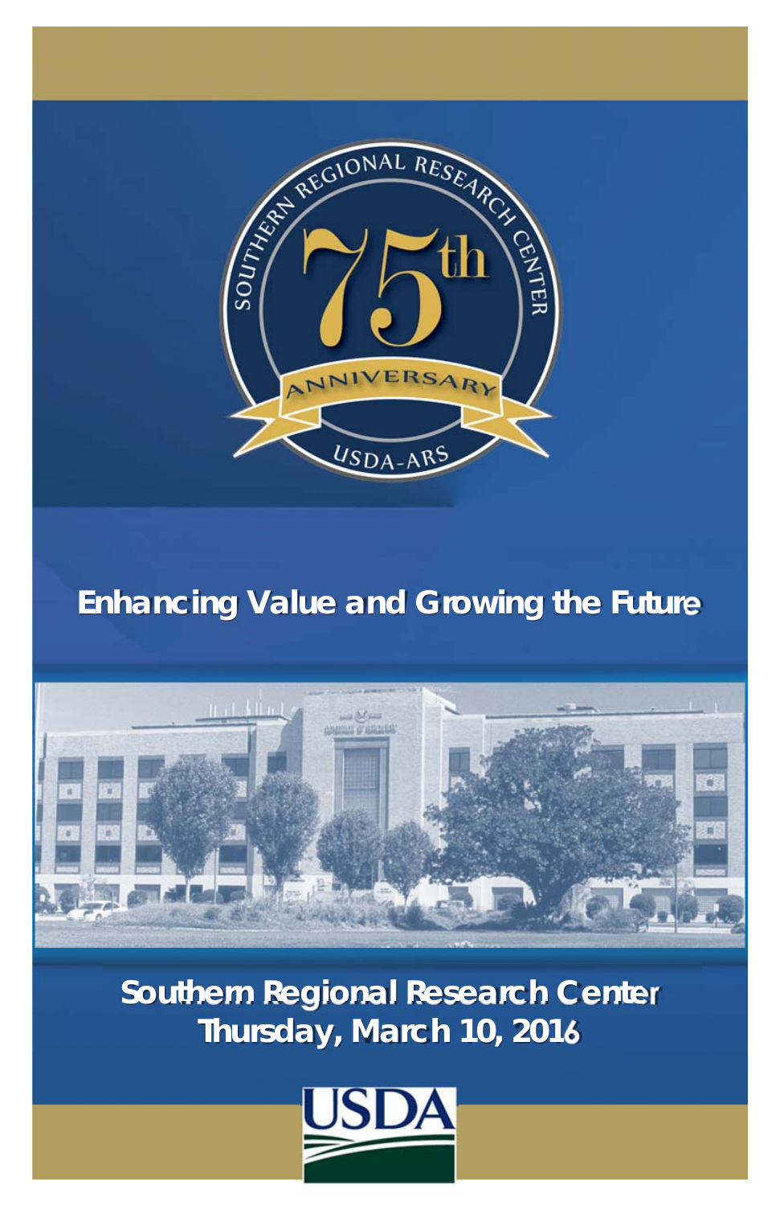SOUTHERN REGIONAL RESEARCH CENTER

75th

ANNIVERSARY

USDA-ARS

# Enhancing Value and Growing the Future

## Southern Regional Research Center
## Thursday, March 10, 2016

USDA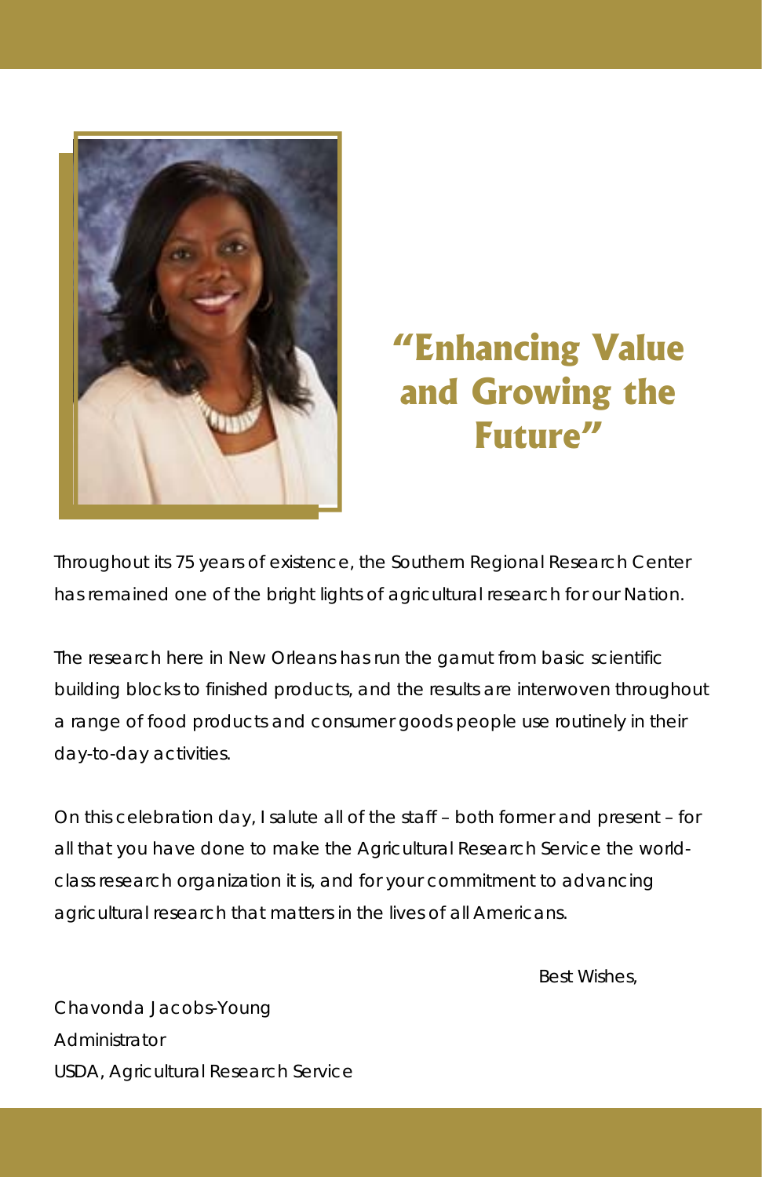# "Enhancing Value and Growing the Future"

Throughout its 75 years of existence, the Southern Regional Research Center has remained one of the bright lights of agricultural research for our Nation.

The research here in New Orleans has run the gamut from basic scientific building blocks to finished products, and the results are interwoven throughout a range of food products and consumer goods people use routinely in their day-to-day activities.

On this celebration day, I salute all of the staff – both former and present – for all that you have done to make the Agricultural Research Service the world-class research organization it is, and for your commitment to advancing agricultural research that matters in the lives of all Americans.

Best Wishes,

Chavonda Jacobs-Young
Administrator
USDA, Agricultural Research Service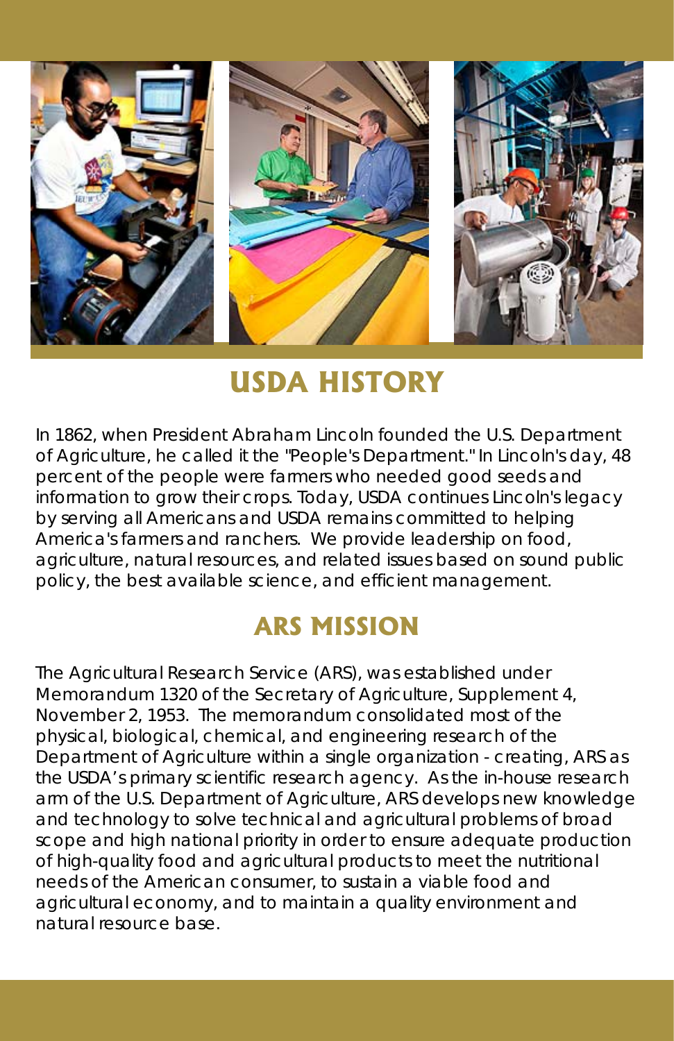## USDA HISTORY

In 1862, when President Abraham Lincoln founded the U.S. Department of Agriculture, he called it the "People's Department." In Lincoln's day, 48 percent of the people were farmers who needed good seeds and information to grow their crops. Today, USDA continues Lincoln's legacy by serving all Americans and USDA remains committed to helping America's farmers and ranchers. We provide leadership on food, agriculture, natural resources, and related issues based on sound public policy, the best available science, and efficient management.

## ARS MISSION

The Agricultural Research Service (ARS), was established under Memorandum 1320 of the Secretary of Agriculture, Supplement 4, November 2, 1953. The memorandum consolidated most of the physical, biological, chemical, and engineering research of the Department of Agriculture within a single organization - creating, ARS as the USDA's primary scientific research agency. As the in-house research arm of the U.S. Department of Agriculture, ARS develops new knowledge and technology to solve technical and agricultural problems of broad scope and high national priority in order to ensure adequate production of high-quality food and agricultural products to meet the nutritional needs of the American consumer, to sustain a viable food and agricultural economy, and to maintain a quality environment and natural resource base.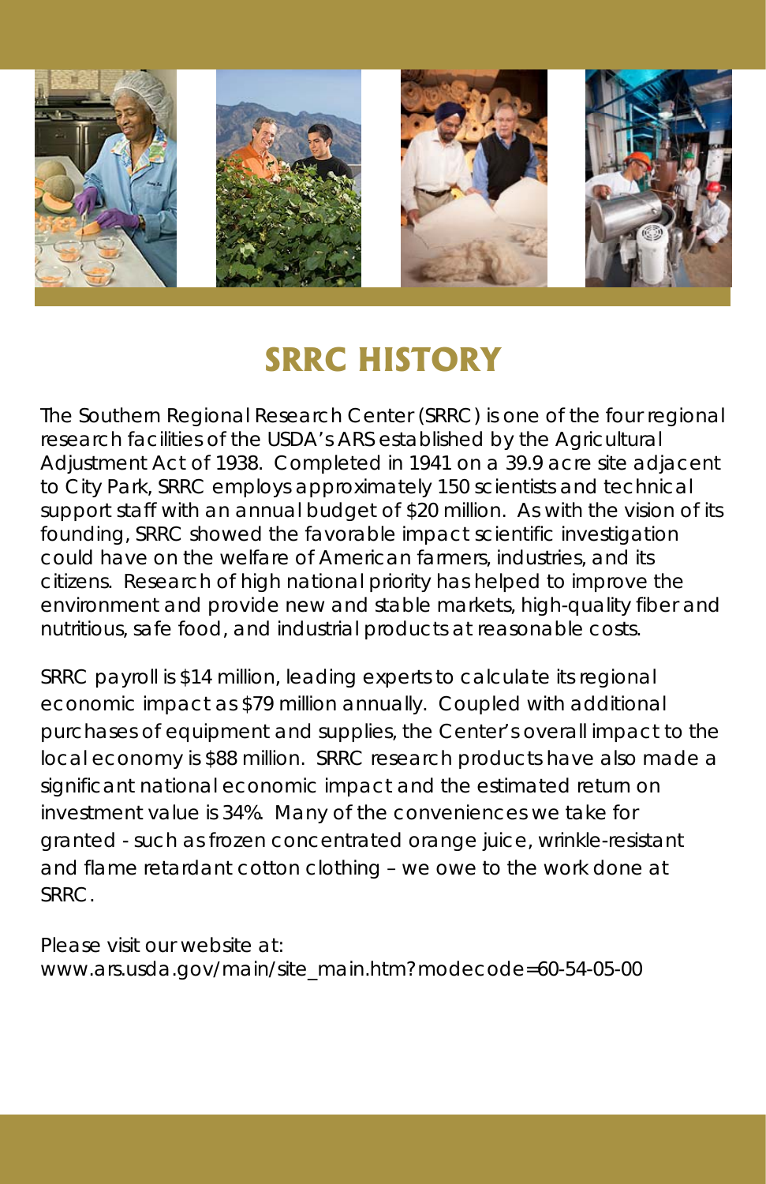# SRRC HISTORY

The Southern Regional Research Center (SRRC) is one of the four regional research facilities of the USDA's ARS established by the Agricultural Adjustment Act of 1938. Completed in 1941 on a 39.9 acre site adjacent to City Park, SRRC employs approximately 150 scientists and technical support staff with an annual budget of $20 million. As with the vision of its founding, SRRC showed the favorable impact scientific investigation could have on the welfare of American farmers, industries, and its citizens. Research of high national priority has helped to improve the environment and provide new and stable markets, high-quality fiber and nutritious, safe food, and industrial products at reasonable costs.

SRRC payroll is $14 million, leading experts to calculate its regional economic impact as $79 million annually. Coupled with additional purchases of equipment and supplies, the Center's overall impact to the local economy is $88 million. SRRC research products have also made a significant national economic impact and the estimated return on investment value is 34%. Many of the conveniences we take for granted - such as frozen concentrated orange juice, wrinkle-resistant and flame retardant cotton clothing – we owe to the work done at SRRC.

Please visit our website at:
www.ars.usda.gov/main/site_main.htm?modecode=60-54-05-00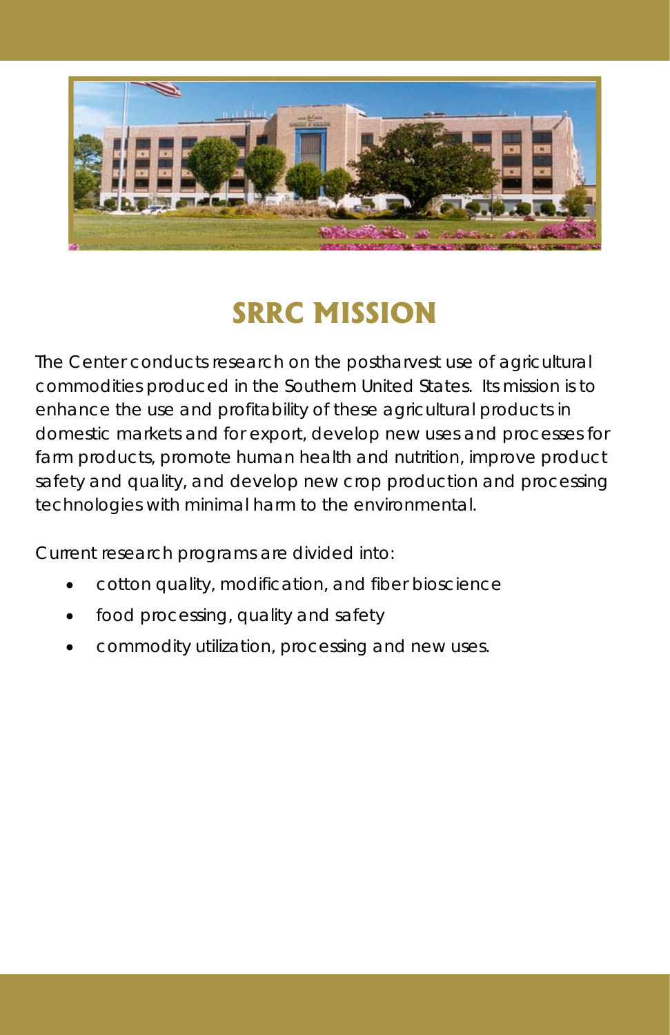# SRRC MISSION

The Center conducts research on the postharvest use of agricultural commodities produced in the Southern United States. Its mission is to enhance the use and profitability of these agricultural products in domestic markets and for export, develop new uses and processes for farm products, promote human health and nutrition, improve product safety and quality, and develop new crop production and processing technologies with minimal harm to the environmental.

Current research programs are divided into:

- cotton quality, modification, and fiber bioscience
- food processing, quality and safety
- commodity utilization, processing and new uses.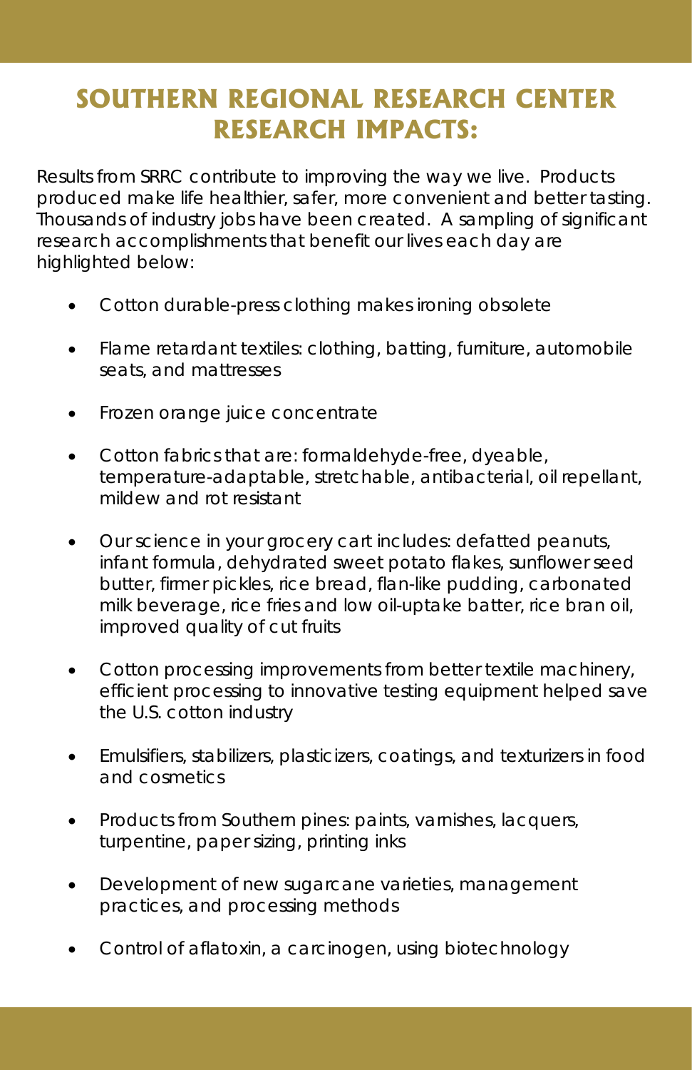# SOUTHERN REGIONAL RESEARCH CENTER RESEARCH IMPACTS:

Results from SRRC contribute to improving the way we live. Products produced make life healthier, safer, more convenient and better tasting. Thousands of industry jobs have been created. A sampling of significant research accomplishments that benefit our lives each day are highlighted below:

- Cotton durable-press clothing makes ironing obsolete
- Flame retardant textiles: clothing, batting, furniture, automobile seats, and mattresses
- Frozen orange juice concentrate
- Cotton fabrics that are: formaldehyde-free, dyeable, temperature-adaptable, stretchable, antibacterial, oil repellant, mildew and rot resistant
- Our science in your grocery cart includes: defatted peanuts, infant formula, dehydrated sweet potato flakes, sunflower seed butter, firmer pickles, rice bread, flan-like pudding, carbonated milk beverage, rice fries and low oil-uptake batter, rice bran oil, improved quality of cut fruits
- Cotton processing improvements from better textile machinery, efficient processing to innovative testing equipment helped save the U.S. cotton industry
- Emulsifiers, stabilizers, plasticizers, coatings, and texturizers in food and cosmetics
- Products from Southern pines: paints, varnishes, lacquers, turpentine, paper sizing, printing inks
- Development of new sugarcane varieties, management practices, and processing methods
- Control of aflatoxin, a carcinogen, using biotechnology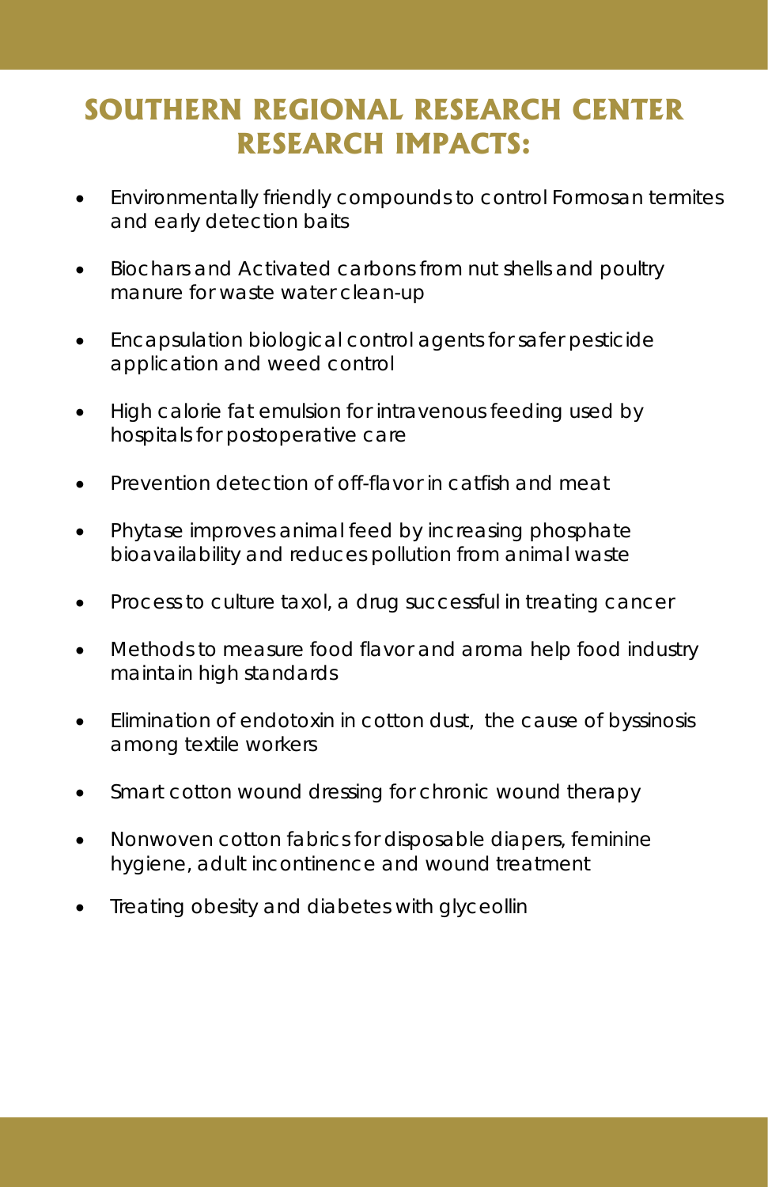# SOUTHERN REGIONAL RESEARCH CENTER RESEARCH IMPACTS:

- Environmentally friendly compounds to control Formosan termites and early detection baits
- Biochars and Activated carbons from nut shells and poultry manure for waste water clean-up
- Encapsulation biological control agents for safer pesticide application and weed control
- High calorie fat emulsion for intravenous feeding used by hospitals for postoperative care
- Prevention detection of off-flavor in catfish and meat
- Phytase improves animal feed by increasing phosphate bioavailability and reduces pollution from animal waste
- Process to culture taxol, a drug successful in treating cancer
- Methods to measure food flavor and aroma help food industry maintain high standards
- Elimination of endotoxin in cotton dust, the cause of byssinosis among textile workers
- Smart cotton wound dressing for chronic wound therapy
- Nonwoven cotton fabrics for disposable diapers, feminine hygiene, adult incontinence and wound treatment
- Treating obesity and diabetes with glyceollin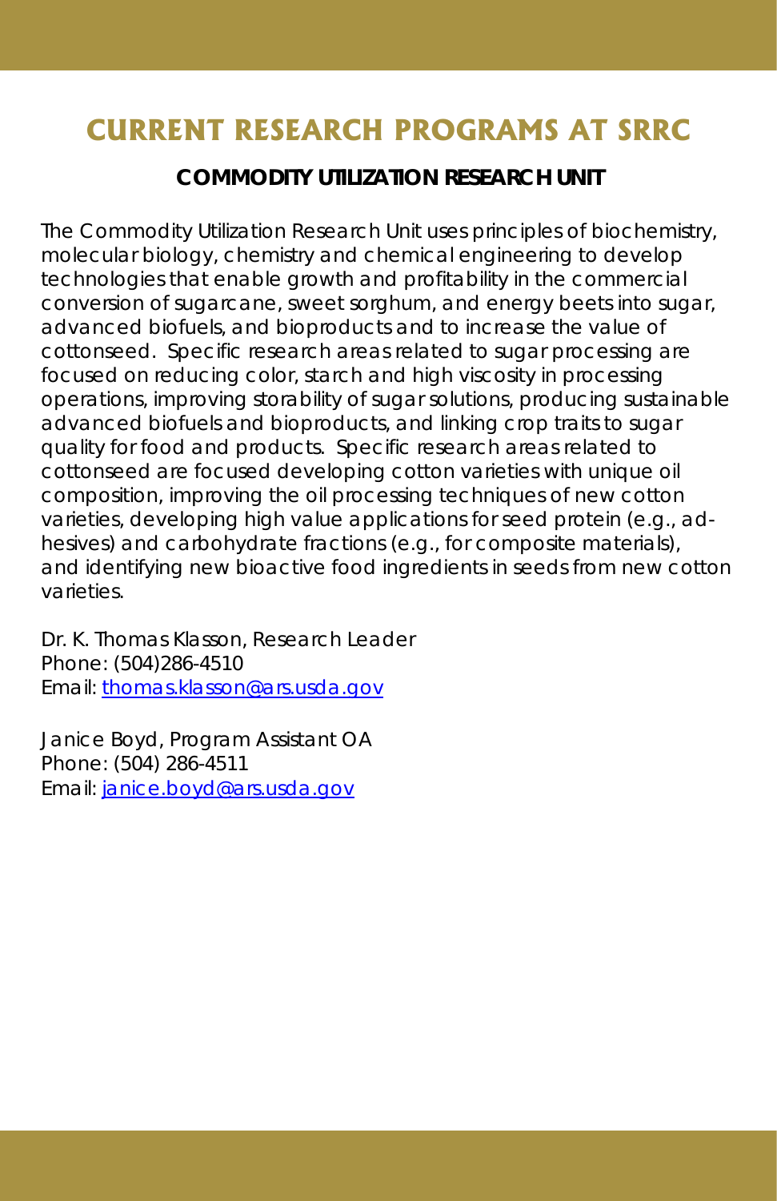# CURRENT RESEARCH PROGRAMS AT SRRC

## COMMODITY UTILIZATION RESEARCH UNIT

The Commodity Utilization Research Unit uses principles of biochemistry, molecular biology, chemistry and chemical engineering to develop technologies that enable growth and profitability in the commercial conversion of sugarcane, sweet sorghum, and energy beets into sugar, advanced biofuels, and bioproducts and to increase the value of cottonseed. Specific research areas related to sugar processing are focused on reducing color, starch and high viscosity in processing operations, improving storability of sugar solutions, producing sustainable advanced biofuels and bioproducts, and linking crop traits to sugar quality for food and products. Specific research areas related to cottonseed are focused developing cotton varieties with unique oil composition, improving the oil processing techniques of new cotton varieties, developing high value applications for seed protein (e.g., ad-hesives) and carbohydrate fractions (e.g., for composite materials), and identifying new bioactive food ingredients in seeds from new cotton varieties.

Dr. K. Thomas Klasson, Research Leader
Phone: (504)286-4510
Email: thomas.klasson@ars.usda.gov

Janice Boyd, Program Assistant OA
Phone: (504) 286-4511
Email: janice.boyd@ars.usda.gov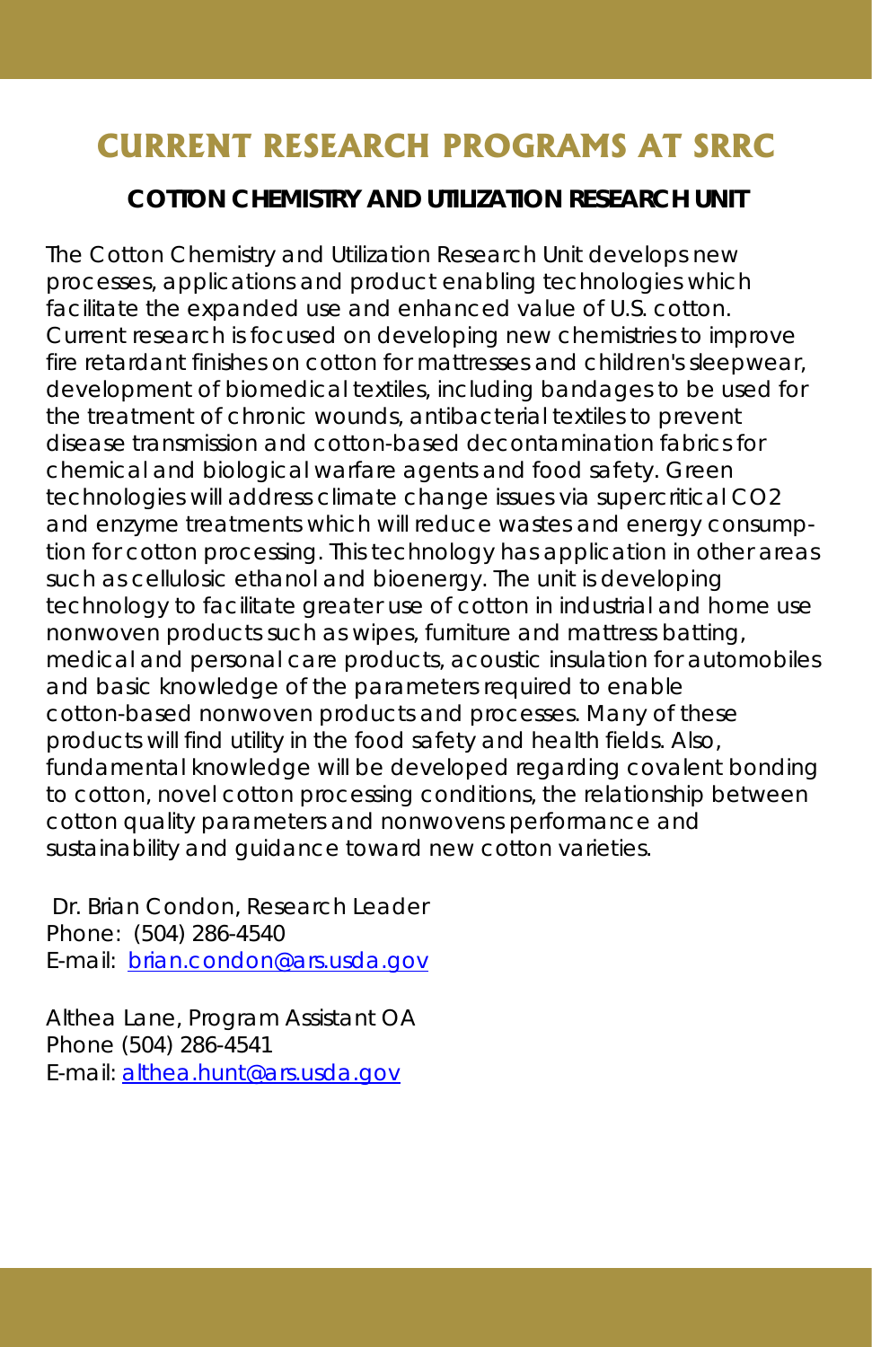# CURRENT RESEARCH PROGRAMS AT SRRC

## COTTON CHEMISTRY AND UTILIZATION RESEARCH UNIT

The Cotton Chemistry and Utilization Research Unit develops new processes, applications and product enabling technologies which facilitate the expanded use and enhanced value of U.S. cotton. Current research is focused on developing new chemistries to improve fire retardant finishes on cotton for mattresses and children's sleepwear, development of biomedical textiles, including bandages to be used for the treatment of chronic wounds, antibacterial textiles to prevent disease transmission and cotton-based decontamination fabrics for chemical and biological warfare agents and food safety. Green technologies will address climate change issues via supercritical $CO_2$ and enzyme treatments which will reduce wastes and energy consumption for cotton processing. This technology has application in other areas such as cellulosic ethanol and bioenergy. The unit is developing technology to facilitate greater use of cotton in industrial and home use nonwoven products such as wipes, furniture and mattress batting, medical and personal care products, acoustic insulation for automobiles and basic knowledge of the parameters required to enable cotton-based nonwoven products and processes. Many of these products will find utility in the food safety and health fields. Also, fundamental knowledge will be developed regarding covalent bonding to cotton, novel cotton processing conditions, the relationship between cotton quality parameters and nonwovens performance and sustainability and guidance toward new cotton varieties.

Dr. Brian Condon, Research Leader
Phone: (504) 286-4540
E-mail: brian.condon@ars.usda.gov

Althea Lane, Program Assistant OA
Phone (504) 286-4541
E-mail: althea.hunt@ars.usda.gov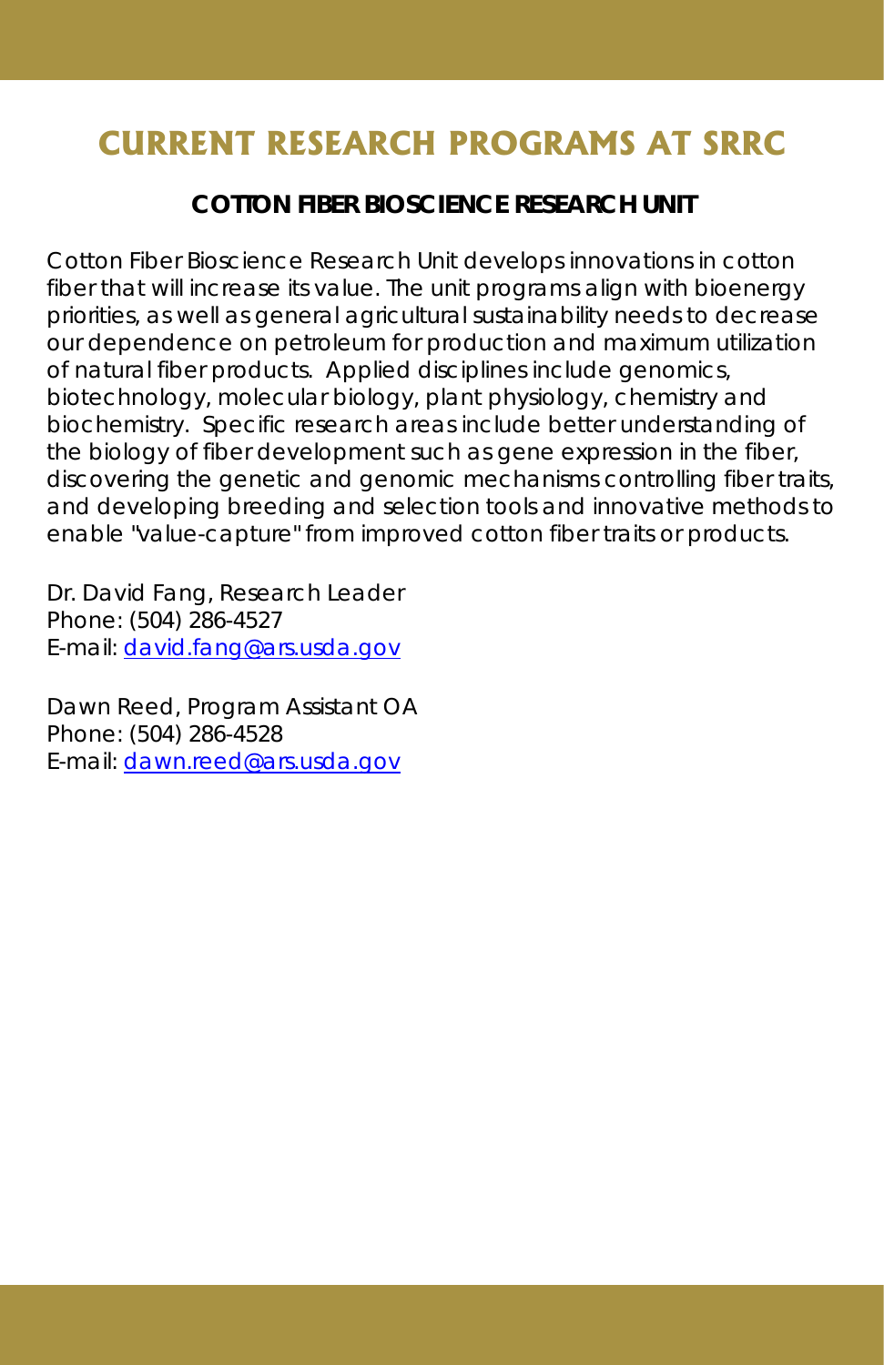# CURRENT RESEARCH PROGRAMS AT SRRC

## COTTON FIBER BIOSCIENCE RESEARCH UNIT

Cotton Fiber Bioscience Research Unit develops innovations in cotton fiber that will increase its value. The unit programs align with bioenergy priorities, as well as general agricultural sustainability needs to decrease our dependence on petroleum for production and maximum utilization of natural fiber products. Applied disciplines include genomics, biotechnology, molecular biology, plant physiology, chemistry and biochemistry. Specific research areas include better understanding of the biology of fiber development such as gene expression in the fiber, discovering the genetic and genomic mechanisms controlling fiber traits, and developing breeding and selection tools and innovative methods to enable "value-capture" from improved cotton fiber traits or products.

Dr. David Fang, Research Leader
Phone: (504) 286-4527
E-mail: david.fang@ars.usda.gov

Dawn Reed, Program Assistant OA
Phone: (504) 286-4528
E-mail: dawn.reed@ars.usda.gov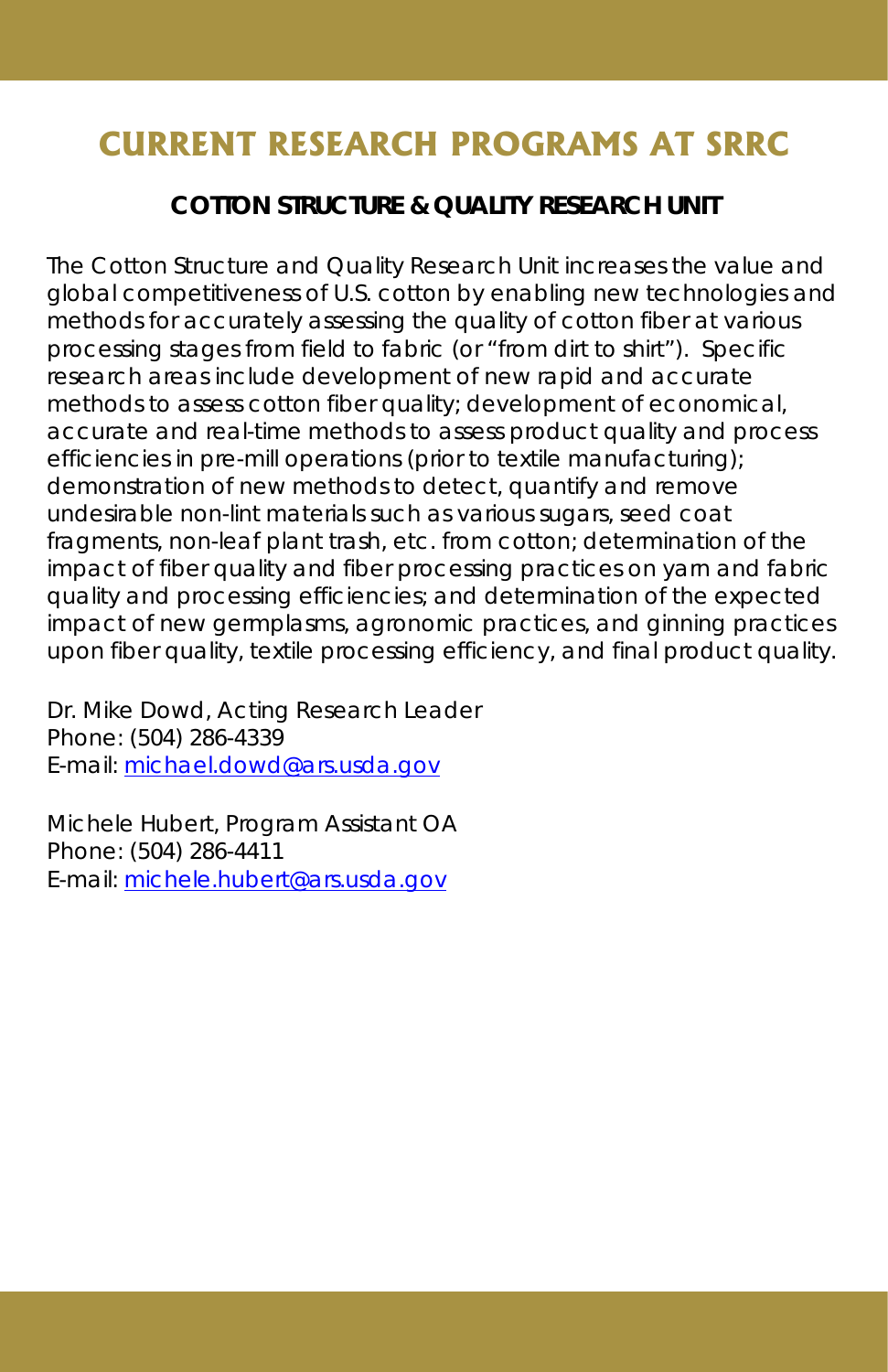# CURRENT RESEARCH PROGRAMS AT SRRC

## COTTON STRUCTURE & QUALITY RESEARCH UNIT

The Cotton Structure and Quality Research Unit increases the value and global competitiveness of U.S. cotton by enabling new technologies and methods for accurately assessing the quality of cotton fiber at various processing stages from field to fabric (or "from dirt to shirt"). Specific research areas include development of new rapid and accurate methods to assess cotton fiber quality; development of economical, accurate and real-time methods to assess product quality and process efficiencies in pre-mill operations (prior to textile manufacturing); demonstration of new methods to detect, quantify and remove undesirable non-lint materials such as various sugars, seed coat fragments, non-leaf plant trash, etc. from cotton; determination of the impact of fiber quality and fiber processing practices on yarn and fabric quality and processing efficiencies; and determination of the expected impact of new germplasms, agronomic practices, and ginning practices upon fiber quality, textile processing efficiency, and final product quality.

Dr. Mike Dowd, Acting Research Leader
Phone: (504) 286-4339
E-mail: michael.dowd@ars.usda.gov

Michele Hubert, Program Assistant OA
Phone: (504) 286-4411
E-mail: michele.hubert@ars.usda.gov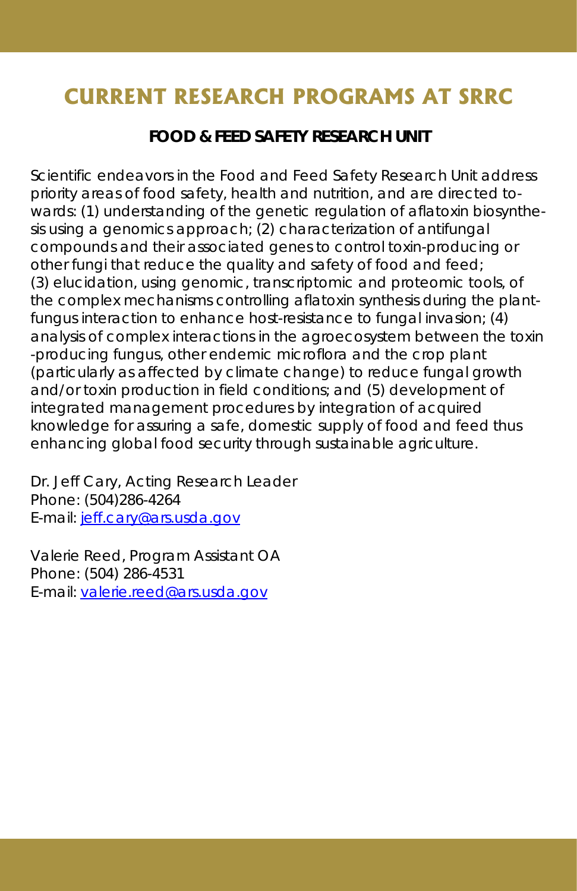# CURRENT RESEARCH PROGRAMS AT SRRC

## FOOD & FEED SAFETY RESEARCH UNIT

Scientific endeavors in the Food and Feed Safety Research Unit address priority areas of food safety, health and nutrition, and are directed towards: (1) understanding of the genetic regulation of aflatoxin biosynthesis using a genomics approach; (2) characterization of antifungal compounds and their associated genes to control toxin-producing or other fungi that reduce the quality and safety of food and feed; (3) elucidation, using genomic, transcriptomic and proteomic tools, of the complex mechanisms controlling aflatoxin synthesis during the plant-fungus interaction to enhance host-resistance to fungal invasion; (4) analysis of complex interactions in the agroecosystem between the toxin-producing fungus, other endemic microflora and the crop plant (particularly as affected by climate change) to reduce fungal growth and/or toxin production in field conditions; and (5) development of integrated management procedures by integration of acquired knowledge for assuring a safe, domestic supply of food and feed thus enhancing global food security through sustainable agriculture.

Dr. Jeff Cary, Acting Research Leader
Phone: (504)286-4264
E-mail: jeff.cary@ars.usda.gov

Valerie Reed, Program Assistant OA
Phone: (504) 286-4531
E-mail: valerie.reed@ars.usda.gov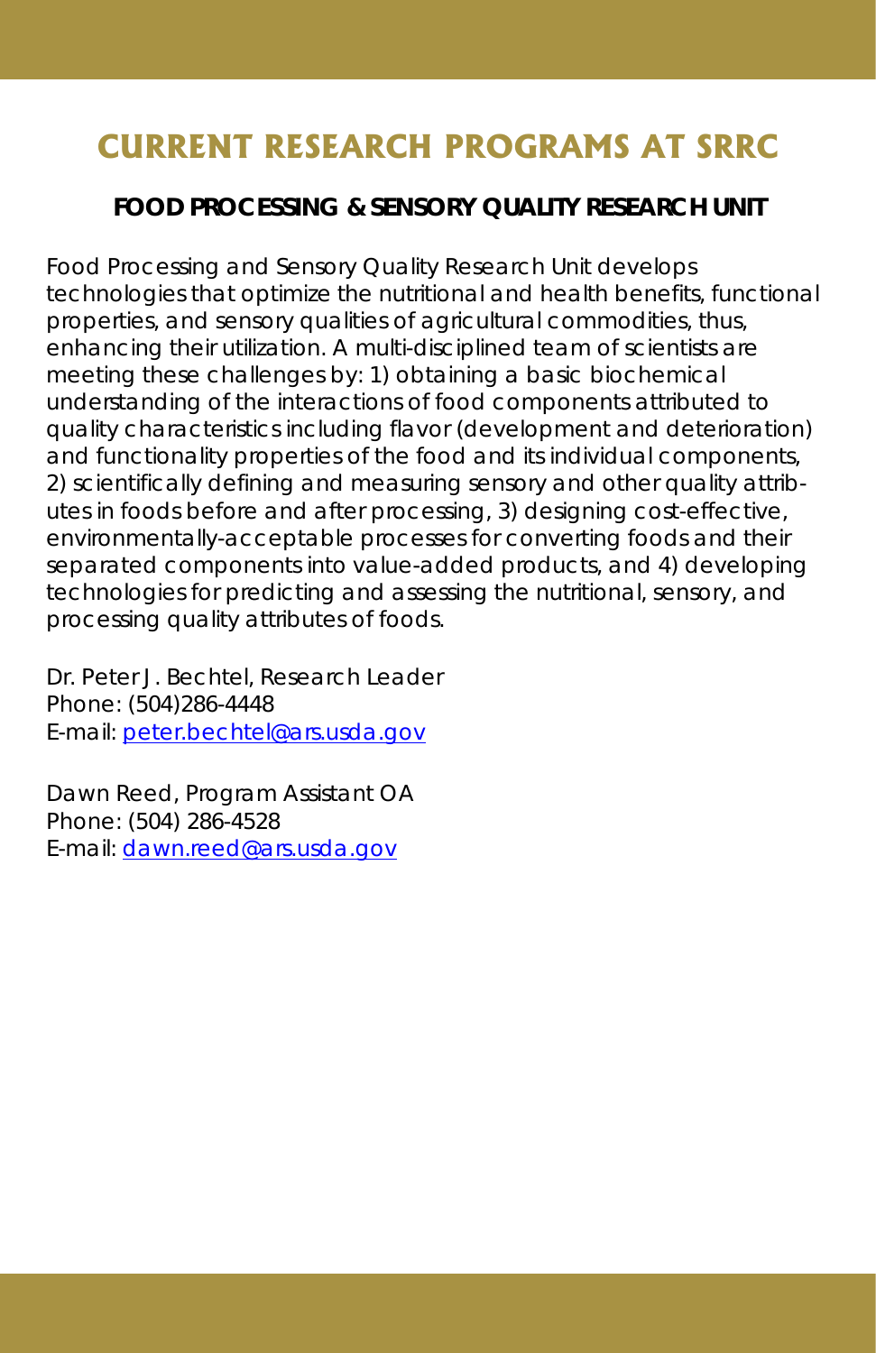# CURRENT RESEARCH PROGRAMS AT SRRC

## FOOD PROCESSING & SENSORY QUALITY RESEARCH UNIT

Food Processing and Sensory Quality Research Unit develops technologies that optimize the nutritional and health benefits, functional properties, and sensory qualities of agricultural commodities, thus, enhancing their utilization. A multi-disciplined team of scientists are meeting these challenges by: 1) obtaining a basic biochemical understanding of the interactions of food components attributed to quality characteristics including flavor (development and deterioration) and functionality properties of the food and its individual components, 2) scientifically defining and measuring sensory and other quality attributes in foods before and after processing, 3) designing cost-effective, environmentally-acceptable processes for converting foods and their separated components into value-added products, and 4) developing technologies for predicting and assessing the nutritional, sensory, and processing quality attributes of foods.

Dr. Peter J. Bechtel, Research Leader
Phone: (504)286-4448
E-mail: peter.bechtel@ars.usda.gov

Dawn Reed, Program Assistant OA
Phone: (504) 286-4528
E-mail: dawn.reed@ars.usda.gov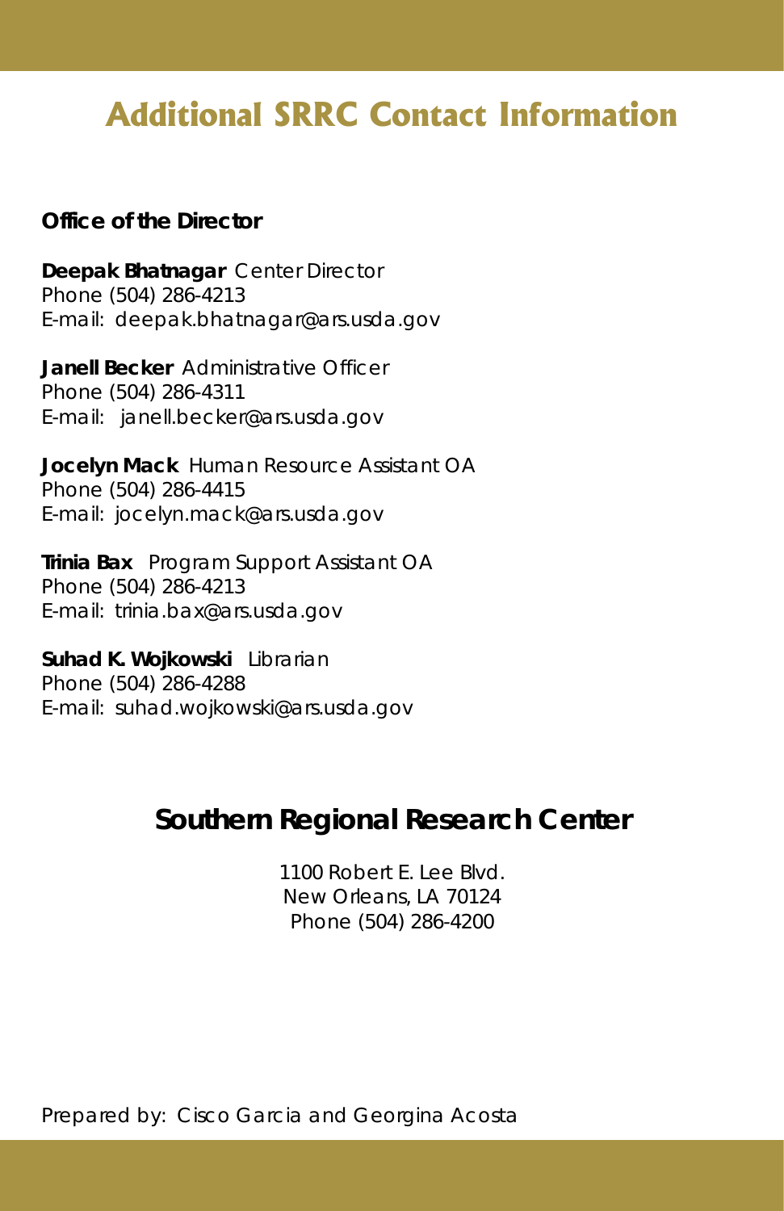# Additional SRRC Contact Information

**Office of the Director**

**Deepak Bhatnagar** Center Director
Phone (504) 286-4213
E-mail: deepak.bhatnagar@ars.usda.gov

**Janell Becker** Administrative Officer
Phone (504) 286-4311
E-mail: janell.becker@ars.usda.gov

**Jocelyn Mack** Human Resource Assistant OA
Phone (504) 286-4415
E-mail: jocelyn.mack@ars.usda.gov

**Trinia Bax** Program Support Assistant OA
Phone (504) 286-4213
E-mail: trinia.bax@ars.usda.gov

**Suhad K. Wojkowski** Librarian
Phone (504) 286-4288
E-mail: suhad.wojkowski@ars.usda.gov

## Southern Regional Research Center

1100 Robert E. Lee Blvd.
New Orleans, LA 70124
Phone (504) 286-4200

Prepared by: Cisco Garcia and Georgina Acosta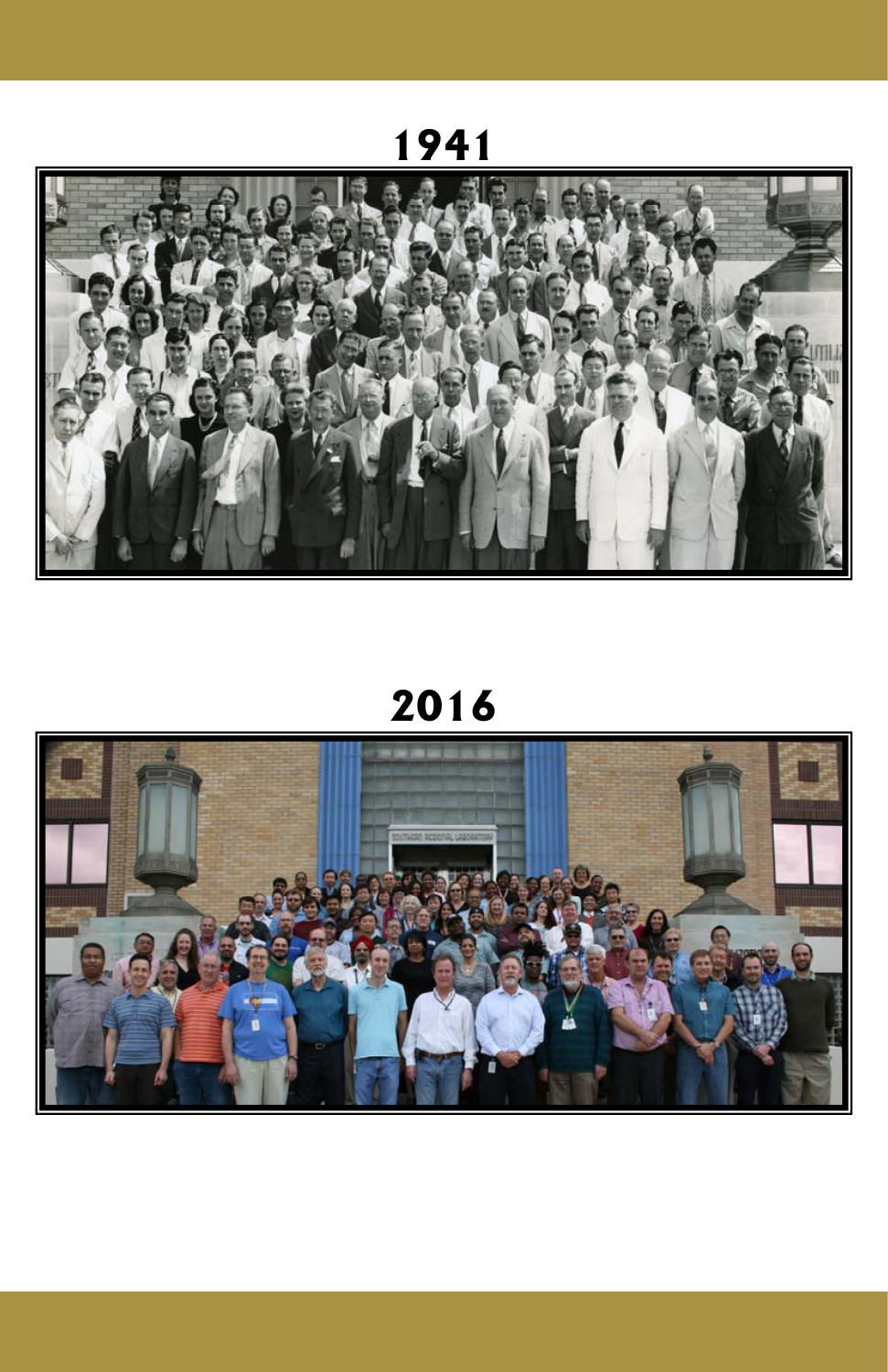1941

2016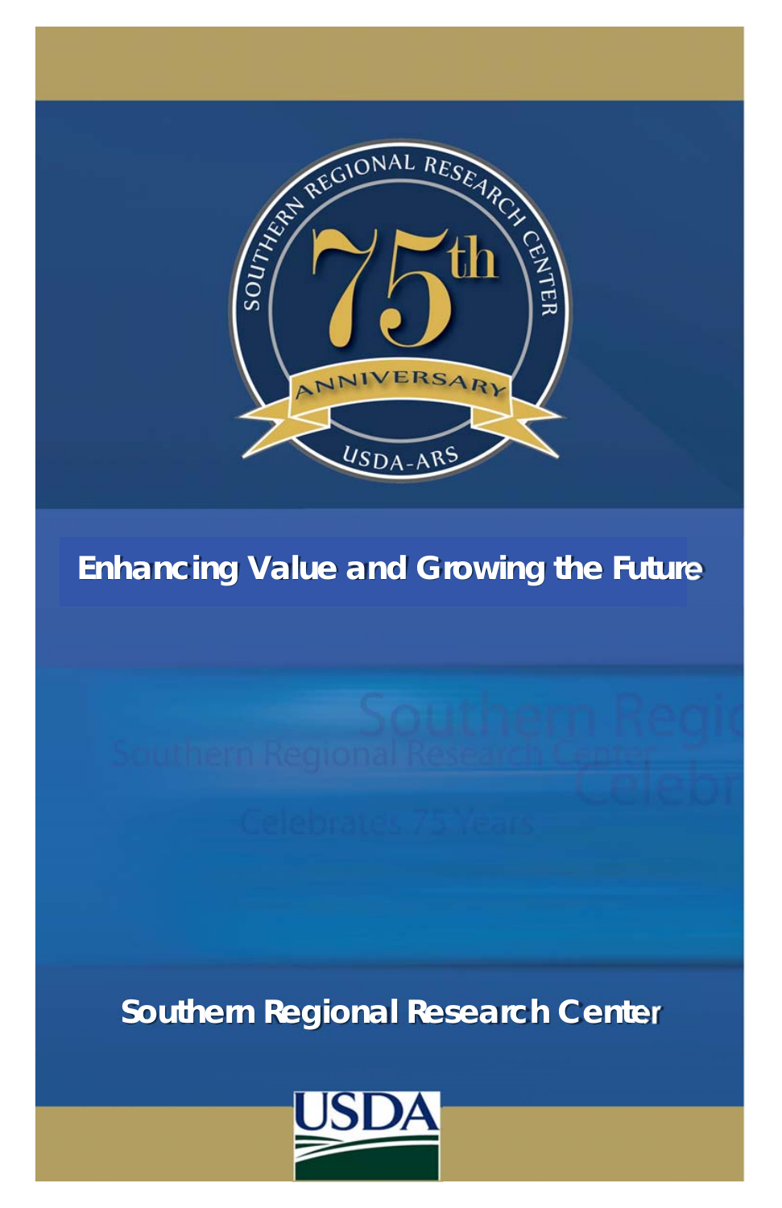SOUTHERN REGIONAL RESEARCH CENTER

75th

ANNIVERSARY

USDA-ARS

## Enhancing Value and Growing the Future

## Southern Regional Research Center

USDA